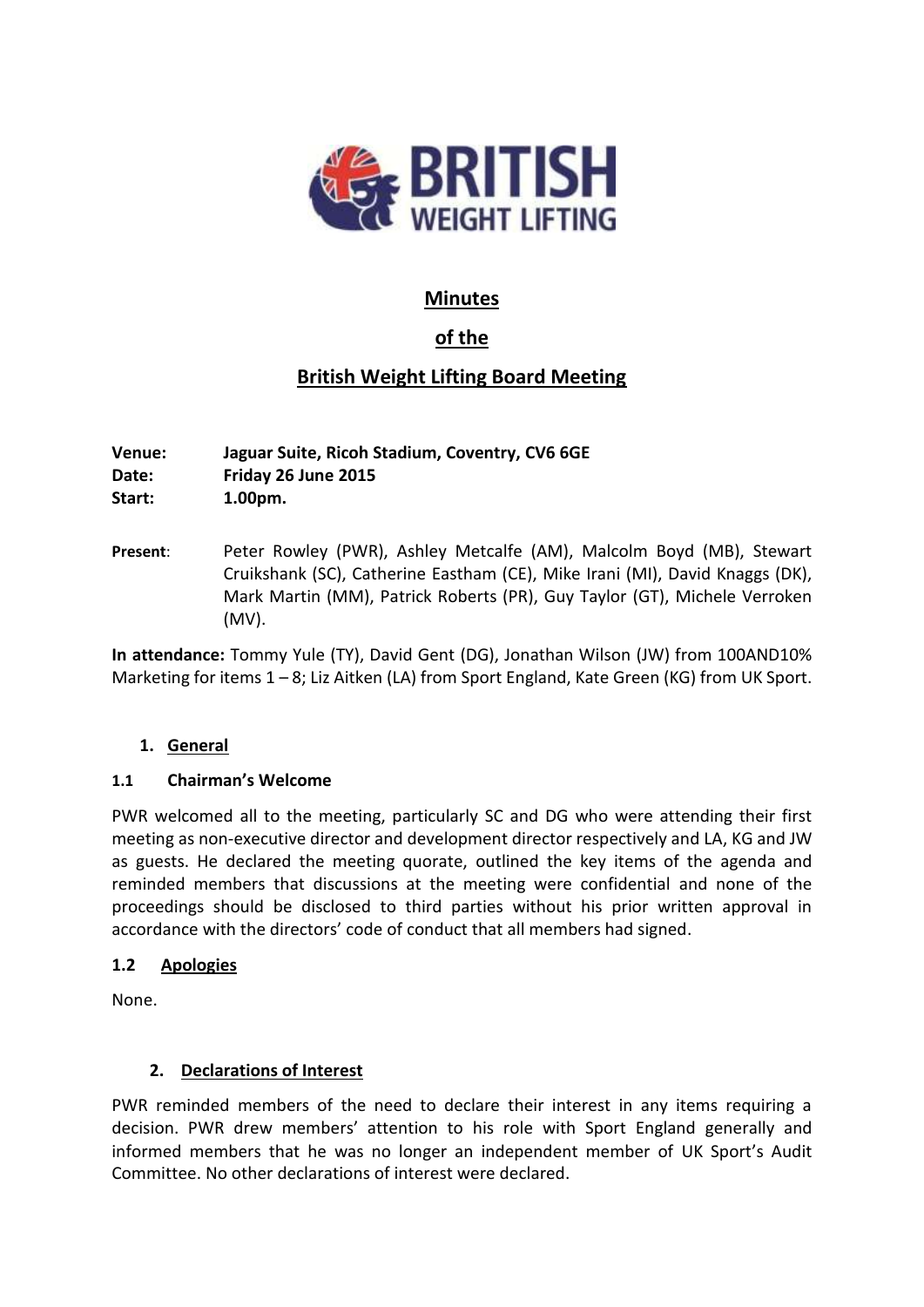# Minutes

## of the

## British Weight Lifting Board Meeting

**Venue:** **Jaguar Suite, Ricoh Stadium, Coventry, CV6 6GE**
**Date:** **Friday 26 June 2015**
**Start:** **1.00pm.**

**Present**: Peter Rowley (PWR), Ashley Metcalfe (AM), Malcolm Boyd (MB), Stewart Cruikshank (SC), Catherine Eastham (CE), Mike Irani (MI), David Knaggs (DK), Mark Martin (MM), Patrick Roberts (PR), Guy Taylor (GT), Michele Verroken (MV).

**In attendance:** Tommy Yule (TY), David Gent (DG), Jonathan Wilson (JW) from 100AND10% Marketing for items 1 – 8; Liz Aitken (LA) from Sport England, Kate Green (KG) from UK Sport.

### 1. General

#### 1.1 Chairman's Welcome

PWR welcomed all to the meeting, particularly SC and DG who were attending their first meeting as non-executive director and development director respectively and LA, KG and JW as guests. He declared the meeting quorate, outlined the key items of the agenda and reminded members that discussions at the meeting were confidential and none of the proceedings should be disclosed to third parties without his prior written approval in accordance with the directors' code of conduct that all members had signed.

#### 1.2 Apologies

None.

### 2. Declarations of Interest

PWR reminded members of the need to declare their interest in any items requiring a decision. PWR drew members' attention to his role with Sport England generally and informed members that he was no longer an independent member of UK Sport's Audit Committee. No other declarations of interest were declared.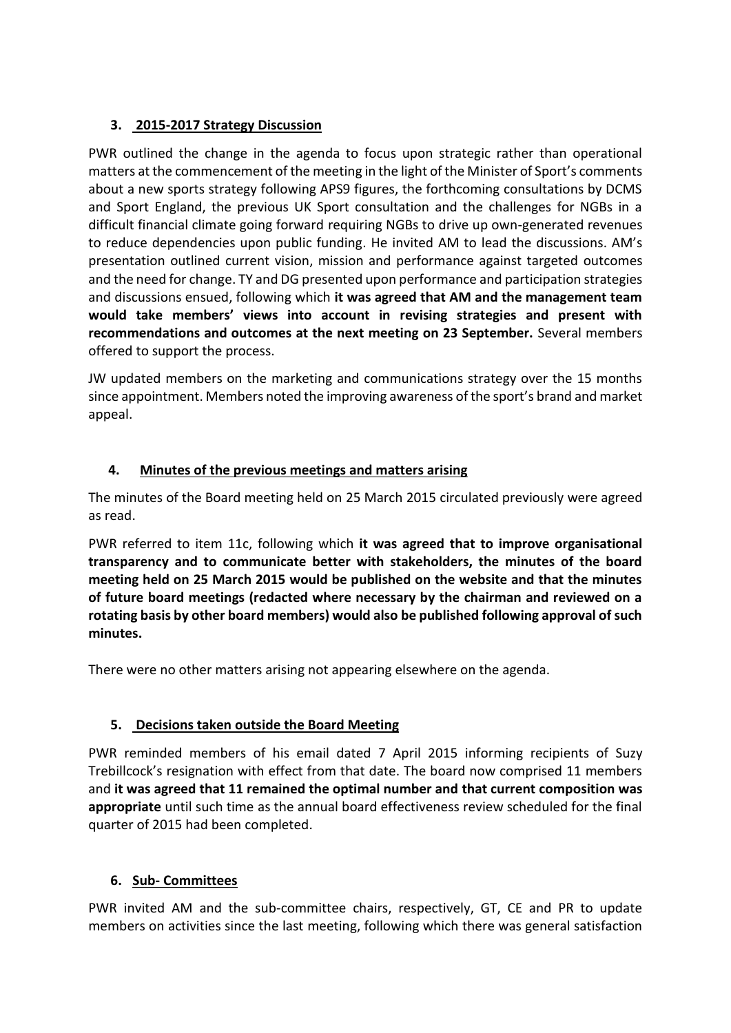## 3. 2015-2017 Strategy Discussion

PWR outlined the change in the agenda to focus upon strategic rather than operational matters at the commencement of the meeting in the light of the Minister of Sport's comments about a new sports strategy following APS9 figures, the forthcoming consultations by DCMS and Sport England, the previous UK Sport consultation and the challenges for NGBs in a difficult financial climate going forward requiring NGBs to drive up own-generated revenues to reduce dependencies upon public funding. He invited AM to lead the discussions. AM's presentation outlined current vision, mission and performance against targeted outcomes and the need for change. TY and DG presented upon performance and participation strategies and discussions ensued, following which **it was agreed that AM and the management team would take members' views into account in revising strategies and present with recommendations and outcomes at the next meeting on 23 September.** Several members offered to support the process.

JW updated members on the marketing and communications strategy over the 15 months since appointment. Members noted the improving awareness of the sport's brand and market appeal.

## 4. Minutes of the previous meetings and matters arising

The minutes of the Board meeting held on 25 March 2015 circulated previously were agreed as read.

PWR referred to item 11c, following which **it was agreed that to improve organisational transparency and to communicate better with stakeholders, the minutes of the board meeting held on 25 March 2015 would be published on the website and that the minutes of future board meetings (redacted where necessary by the chairman and reviewed on a rotating basis by other board members) would also be published following approval of such minutes.**

There were no other matters arising not appearing elsewhere on the agenda.

## 5. Decisions taken outside the Board Meeting

PWR reminded members of his email dated 7 April 2015 informing recipients of Suzy Trebillcock's resignation with effect from that date. The board now comprised 11 members and **it was agreed that 11 remained the optimal number and that current composition was appropriate** until such time as the annual board effectiveness review scheduled for the final quarter of 2015 had been completed.

## 6. Sub- Committees

PWR invited AM and the sub-committee chairs, respectively, GT, CE and PR to update members on activities since the last meeting, following which there was general satisfaction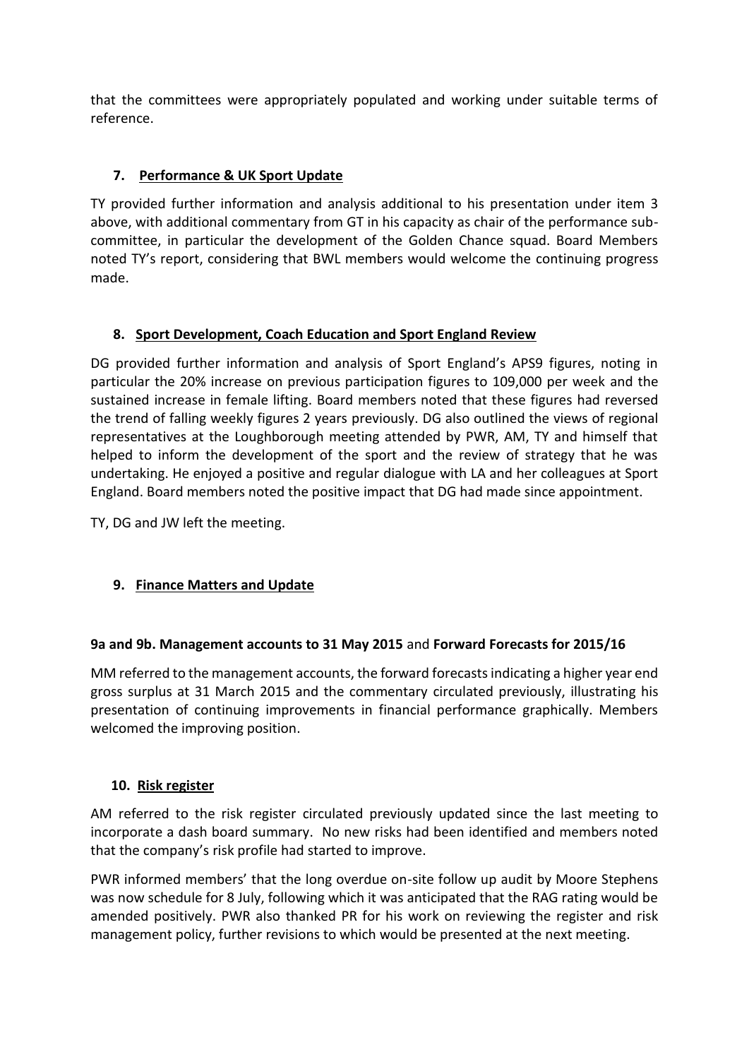that the committees were appropriately populated and working under suitable terms of reference.

## 7. Performance & UK Sport Update

TY provided further information and analysis additional to his presentation under item 3 above, with additional commentary from GT in his capacity as chair of the performance sub-committee, in particular the development of the Golden Chance squad. Board Members noted TY's report, considering that BWL members would welcome the continuing progress made.

## 8. Sport Development, Coach Education and Sport England Review

DG provided further information and analysis of Sport England's APS9 figures, noting in particular the 20% increase on previous participation figures to 109,000 per week and the sustained increase in female lifting. Board members noted that these figures had reversed the trend of falling weekly figures 2 years previously. DG also outlined the views of regional representatives at the Loughborough meeting attended by PWR, AM, TY and himself that helped to inform the development of the sport and the review of strategy that he was undertaking. He enjoyed a positive and regular dialogue with LA and her colleagues at Sport England. Board members noted the positive impact that DG had made since appointment.

TY, DG and JW left the meeting.

## 9. Finance Matters and Update

### 9a and 9b. Management accounts to 31 May 2015 and Forward Forecasts for 2015/16

MM referred to the management accounts, the forward forecasts indicating a higher year end gross surplus at 31 March 2015 and the commentary circulated previously, illustrating his presentation of continuing improvements in financial performance graphically. Members welcomed the improving position.

## 10. Risk register

AM referred to the risk register circulated previously updated since the last meeting to incorporate a dash board summary. No new risks had been identified and members noted that the company's risk profile had started to improve.

PWR informed members' that the long overdue on-site follow up audit by Moore Stephens was now schedule for 8 July, following which it was anticipated that the RAG rating would be amended positively. PWR also thanked PR for his work on reviewing the register and risk management policy, further revisions to which would be presented at the next meeting.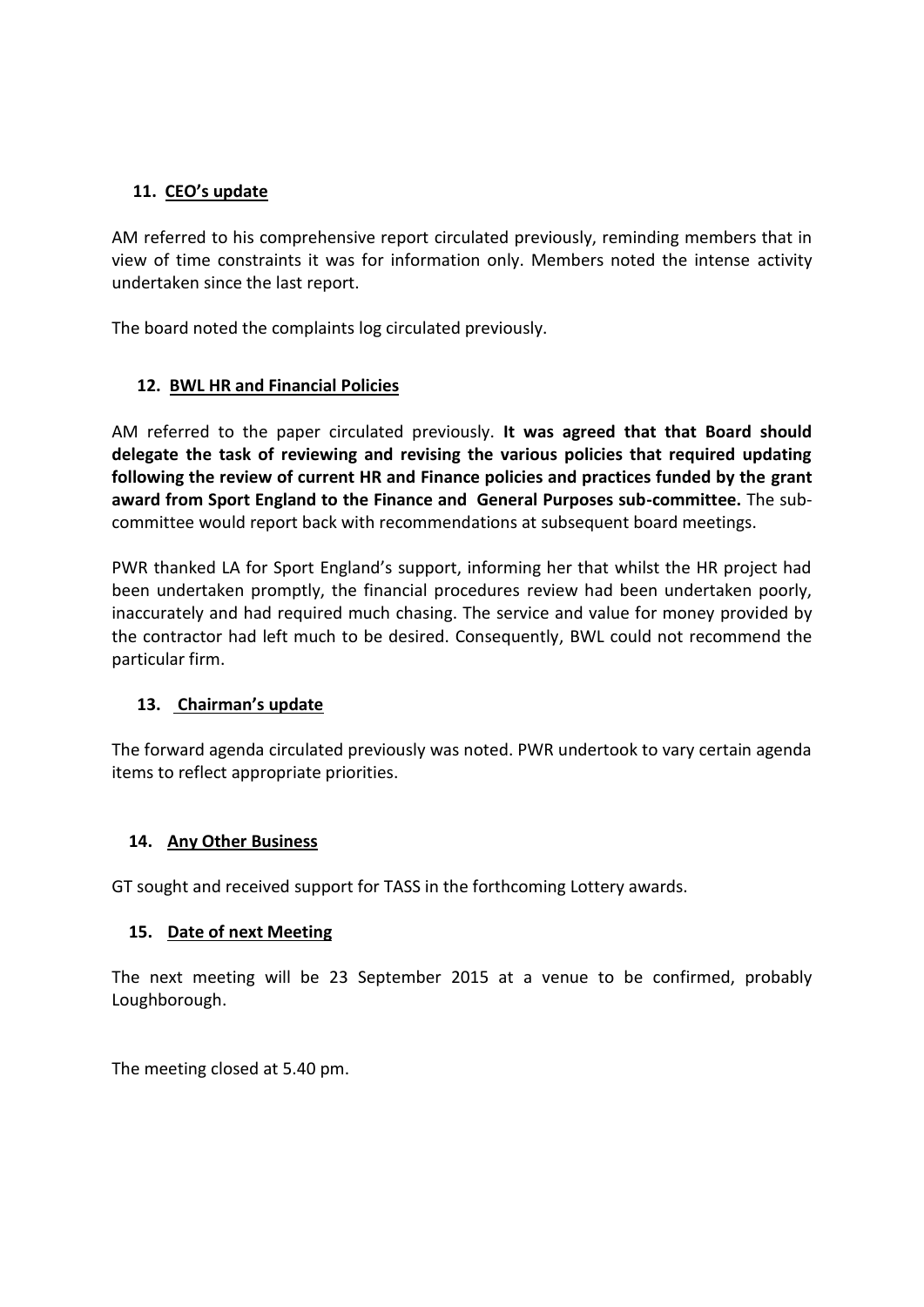## 11. CEO's update

AM referred to his comprehensive report circulated previously, reminding members that in view of time constraints it was for information only. Members noted the intense activity undertaken since the last report.

The board noted the complaints log circulated previously.

## 12. BWL HR and Financial Policies

AM referred to the paper circulated previously. **It was agreed that that Board should delegate the task of reviewing and revising the various policies that required updating following the review of current HR and Finance policies and practices funded by the grant award from Sport England to the Finance and General Purposes sub-committee.** The sub-committee would report back with recommendations at subsequent board meetings.

PWR thanked LA for Sport England's support, informing her that whilst the HR project had been undertaken promptly, the financial procedures review had been undertaken poorly, inaccurately and had required much chasing. The service and value for money provided by the contractor had left much to be desired. Consequently, BWL could not recommend the particular firm.

## 13. Chairman's update

The forward agenda circulated previously was noted. PWR undertook to vary certain agenda items to reflect appropriate priorities.

## 14. Any Other Business

GT sought and received support for TASS in the forthcoming Lottery awards.

## 15. Date of next Meeting

The next meeting will be 23 September 2015 at a venue to be confirmed, probably Loughborough.

The meeting closed at 5.40 pm.